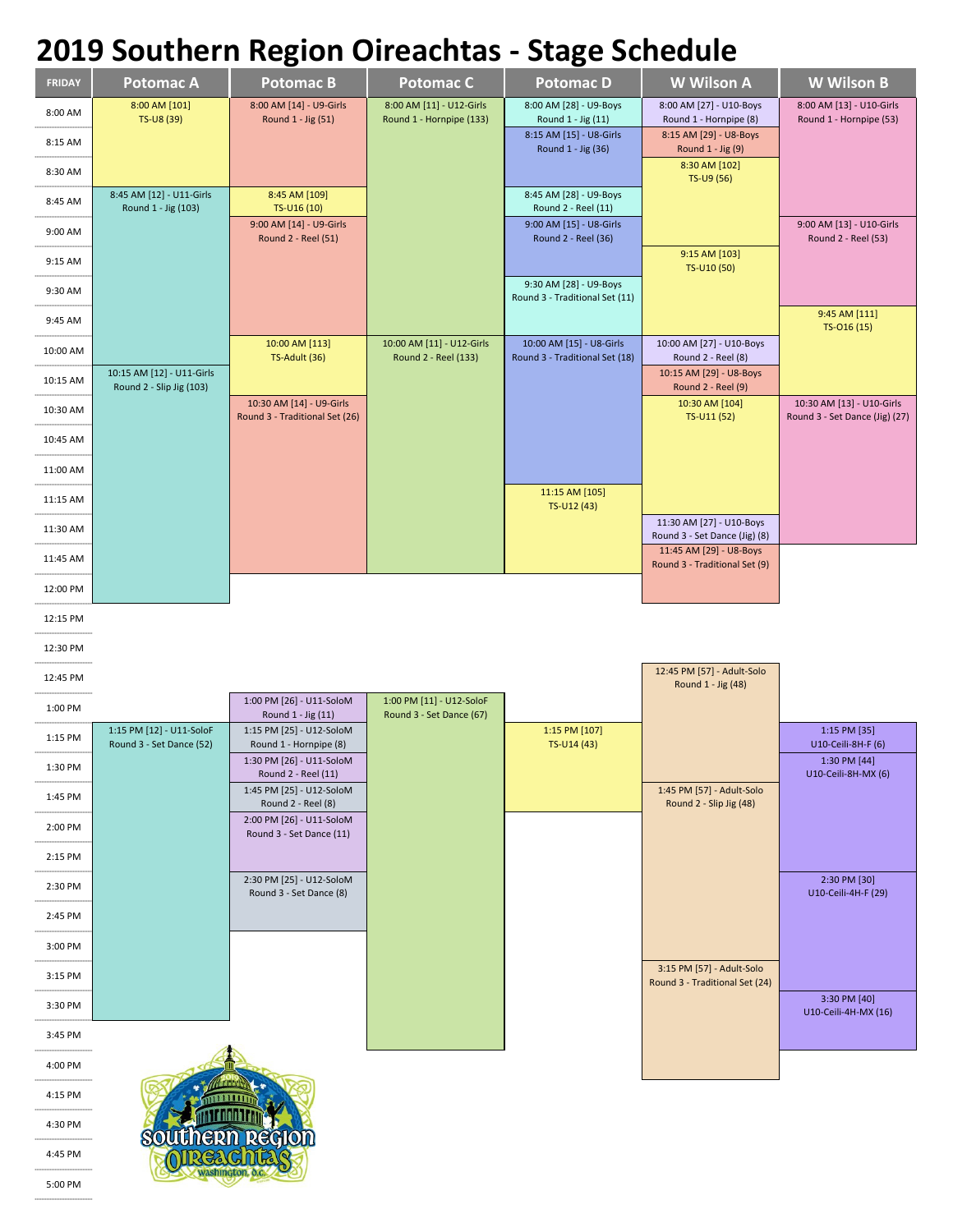# 2019 Southern Region Oireachtas - Stage Schedule

| FRIDAY | Potomac A | Potomac B | Potomac C | Potomac D | W Wilson A | W Wilson B |
|---|---|---|---|---|---|---|
| 8:00 AM | 8:00 AM [101] TS-U8 (39) | 8:00 AM [14] - U9-Girls Round 1 - Jig (51) | 8:00 AM [11] - U12-Girls Round 1 - Hornpipe (133) | 8:00 AM [28] - U9-Boys Round 1 - Jig (11) | 8:00 AM [27] - U10-Boys Round 1 - Hornpipe (8) | 8:00 AM [13] - U10-Girls Round 1 - Hornpipe (53) |
| 8:15 AM | | | | 8:15 AM [15] - U8-Girls Round 1 - Jig (36) | 8:15 AM [29] - U8-Boys Round 1 - Jig (9) | |
| 8:30 AM | | | | | 8:30 AM [102] TS-U9 (56) | |
| 8:45 AM | 8:45 AM [12] - U11-Girls Round 1 - Jig (103) | 8:45 AM [109] TS-U16 (10) | | 8:45 AM [28] - U9-Boys Round 2 - Reel (11) | | |
| 9:00 AM | | 9:00 AM [14] - U9-Girls Round 2 - Reel (51) | | 9:00 AM [15] - U8-Girls Round 2 - Reel (36) | | 9:00 AM [13] - U10-Girls Round 2 - Reel (53) |
| 9:15 AM | | | | | 9:15 AM [103] TS-U10 (50) | |
| 9:30 AM | | | | 9:30 AM [28] - U9-Boys Round 3 - Traditional Set (11) | | |
| 9:45 AM | | | | | | 9:45 AM [111] TS-O16 (15) |
| 10:00 AM | | 10:00 AM [113] TS-Adult (36) | 10:00 AM [11] - U12-Girls Round 2 - Reel (133) | 10:00 AM [15] - U8-Girls Round 3 - Traditional Set (18) | 10:00 AM [27] - U10-Boys Round 2 - Reel (8) | |
| 10:15 AM | 10:15 AM [12] - U11-Girls Round 2 - Slip Jig (103) | | | | 10:15 AM [29] - U8-Boys Round 2 - Reel (9) | |
| 10:30 AM | | 10:30 AM [14] - U9-Girls Round 3 - Traditional Set (26) | | | 10:30 AM [104] TS-U11 (52) | 10:30 AM [13] - U10-Girls Round 3 - Set Dance (Jig) (27) |
| 10:45 AM | | | | | | |
| 11:00 AM | | | | | | |
| 11:15 AM | | | | 11:15 AM [105] TS-U12 (43) | | |
| 11:30 AM | | | | | 11:30 AM [27] - U10-Boys Round 3 - Set Dance (Jig) (8) | |
| 11:45 AM | | | | | 11:45 AM [29] - U8-Boys Round 3 - Traditional Set (9) | |
| 12:00 PM | | | | | | |
| 12:15 PM | | | | | | |
| 12:30 PM | | | | | | |
| 12:45 PM | | | | | 12:45 PM [57] - Adult-Solo Round 1 - Jig (48) | |
| 1:00 PM | | 1:00 PM [26] - U11-SoloM Round 1 - Jig (11) | 1:00 PM [11] - U12-SoloF Round 3 - Set Dance (67) | | | |
| 1:15 PM | 1:15 PM [12] - U11-SoloF Round 3 - Set Dance (52) | 1:15 PM [25] - U12-SoloM Round 1 - Hornpipe (8) | | 1:15 PM [107] TS-U14 (43) | | 1:15 PM [35] U10-Ceili-8H-F (6) |
| 1:30 PM | | 1:30 PM [26] - U11-SoloM Round 2 - Reel (11) | | | | 1:30 PM [44] U10-Ceili-8H-MX (6) |
| 1:45 PM | | 1:45 PM [25] - U12-SoloM Round 2 - Reel (8) | | | 1:45 PM [57] - Adult-Solo Round 2 - Slip Jig (48) | |
| 2:00 PM | | 2:00 PM [26] - U11-SoloM Round 3 - Set Dance (11) | | | | |
| 2:15 PM | | | | | | |
| 2:30 PM | | 2:30 PM [25] - U12-SoloM Round 3 - Set Dance (8) | | | | 2:30 PM [30] U10-Ceili-4H-F (29) |
| 2:45 PM | | | | | | |
| 3:00 PM | | | | | | |
| 3:15 PM | | | | | 3:15 PM [57] - Adult-Solo Round 3 - Traditional Set (24) | |
| 3:30 PM | | | | | | 3:30 PM [40] U10-Ceili-4H-MX (16) |
| 3:45 PM | | | | | | |
| 4:00 PM | | | | | | |
| 4:15 PM | | | | | | |
| 4:30 PM | | | | | | |
| 4:45 PM | | | | | | |
| 5:00 PM | | | | | | |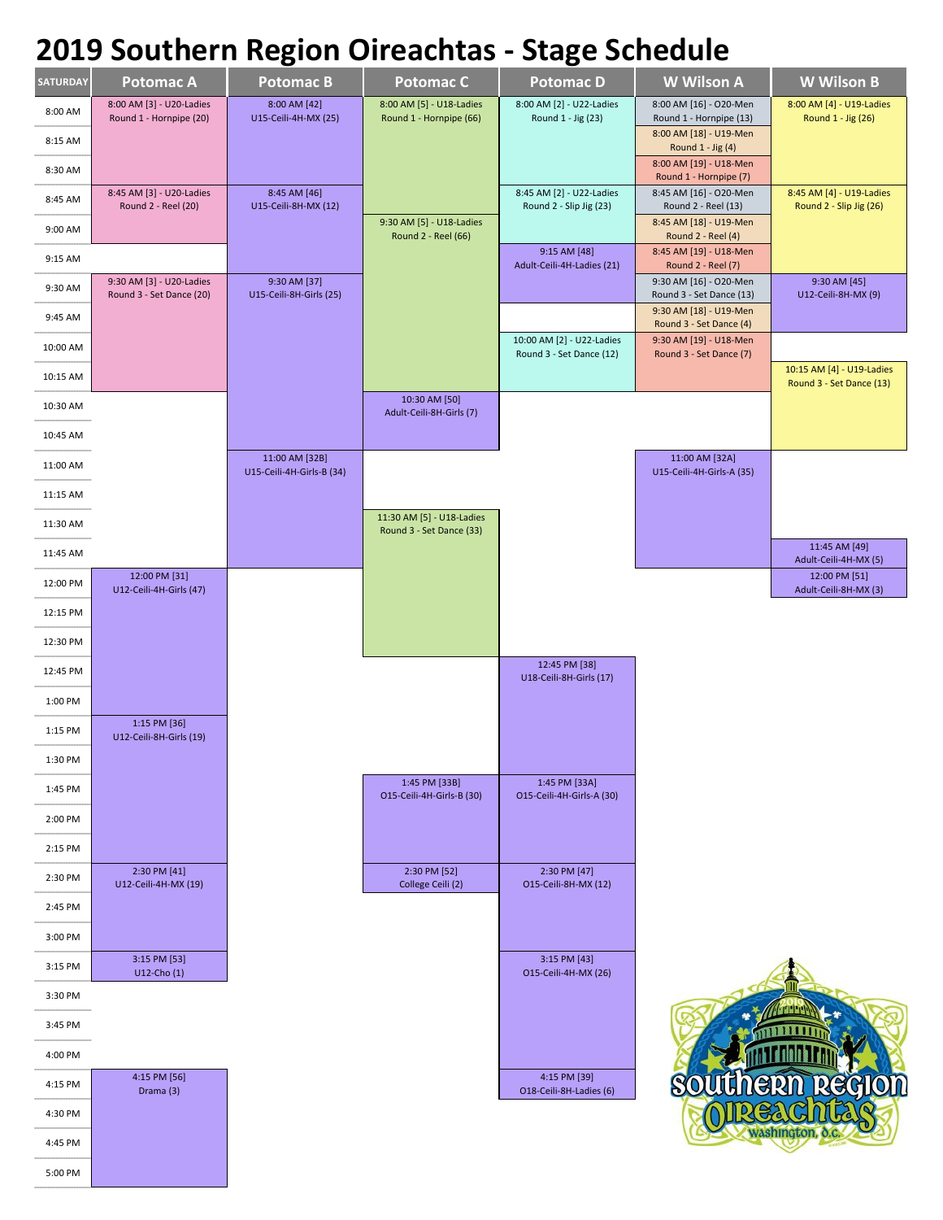# 2019 Southern Region Oireachtas - Stage Schedule

| SATURDAY | Potomac A | Potomac B | Potomac C | Potomac D | W Wilson A | W Wilson B |
|---|---|---|---|---|---|---|
| 8:00 AM | 8:00 AM [3] - U20-Ladies Round 1 - Hornpipe (20) | 8:00 AM [42] U15-Ceili-4H-MX (25) | 8:00 AM [5] - U18-Ladies Round 1 - Hornpipe (66) | 8:00 AM [2] - U22-Ladies Round 1 - Jig (23) | 8:00 AM [16] - O20-Men Round 1 - Hornpipe (13) | 8:00 AM [4] - U19-Ladies Round 1 - Jig (26) |
| 8:15 AM | | | | | 8:00 AM [18] - U19-Men Round 1 - Jig (4) | |
| 8:30 AM | | | | | 8:00 AM [19] - U18-Men Round 1 - Hornpipe (7) | |
| 8:45 AM | 8:45 AM [3] - U20-Ladies Round 2 - Reel (20) | 8:45 AM [46] U15-Ceili-8H-MX (12) | | 8:45 AM [2] - U22-Ladies Round 2 - Slip Jig (23) | 8:45 AM [16] - O20-Men Round 2 - Reel (13) | 8:45 AM [4] - U19-Ladies Round 2 - Slip Jig (26) |
| 9:00 AM | | | 9:30 AM [5] - U18-Ladies Round 2 - Reel (66) | | 8:45 AM [18] - U19-Men Round 2 - Reel (4) | |
| 9:15 AM | | | | 9:15 AM [48] Adult-Ceili-4H-Ladies (21) | 8:45 AM [19] - U18-Men Round 2 - Reel (7) | |
| 9:30 AM | 9:30 AM [3] - U20-Ladies Round 3 - Set Dance (20) | 9:30 AM [37] U15-Ceili-8H-Girls (25) | | | 9:30 AM [16] - O20-Men Round 3 - Set Dance (13) | 9:30 AM [45] U12-Ceili-8H-MX (9) |
| 9:45 AM | | | | | 9:30 AM [18] - U19-Men Round 3 - Set Dance (4) | |
| 10:00 AM | | | | 10:00 AM [2] - U22-Ladies Round 3 - Set Dance (12) | 9:30 AM [19] - U18-Men Round 3 - Set Dance (7) | |
| 10:15 AM | | | | | | 10:15 AM [4] - U19-Ladies Round 3 - Set Dance (13) |
| 10:30 AM | | | 10:30 AM [50] Adult-Ceili-8H-Girls (7) | | | |
| 10:45 AM | | | | | | |
| 11:00 AM | | 11:00 AM [32B] U15-Ceili-4H-Girls-B (34) | | | 11:00 AM [32A] U15-Ceili-4H-Girls-A (35) | |
| 11:15 AM | | | | | | |
| 11:30 AM | | | 11:30 AM [5] - U18-Ladies Round 3 - Set Dance (33) | | | |
| 11:45 AM | | | | | | 11:45 AM [49] Adult-Ceili-4H-MX (5) |
| 12:00 PM | 12:00 PM [31] U12-Ceili-4H-Girls (47) | | | | | 12:00 PM [51] Adult-Ceili-8H-MX (3) |
| 12:15 PM | | | | | | |
| 12:30 PM | | | | | | |
| 12:45 PM | | | | 12:45 PM [38] U18-Ceili-8H-Girls (17) | | |
| 1:00 PM | | | | | | |
| 1:15 PM | 1:15 PM [36] U12-Ceili-8H-Girls (19) | | | | | |
| 1:30 PM | | | | | | |
| 1:45 PM | | | 1:45 PM [33B] O15-Ceili-4H-Girls-B (30) | 1:45 PM [33A] O15-Ceili-4H-Girls-A (30) | | |
| 2:00 PM | | | | | | |
| 2:15 PM | | | | | | |
| 2:30 PM | 2:30 PM [41] U12-Ceili-4H-MX (19) | | 2:30 PM [52] College Ceili (2) | 2:30 PM [47] O15-Ceili-8H-MX (12) | | |
| 2:45 PM | | | | | | |
| 3:00 PM | | | | | | |
| 3:15 PM | 3:15 PM [53] U12-Cho (1) | | | 3:15 PM [43] O15-Ceili-4H-MX (26) | | |
| 3:30 PM | | | | | | |
| 3:45 PM | | | | | | |
| 4:00 PM | | | | | | |
| 4:15 PM | 4:15 PM [56] Drama (3) | | | 4:15 PM [39] O18-Ceili-8H-Ladies (6) | | |
| 4:30 PM | | | | | | |
| 4:45 PM | | | | | | |
| 5:00 PM | | | | | | |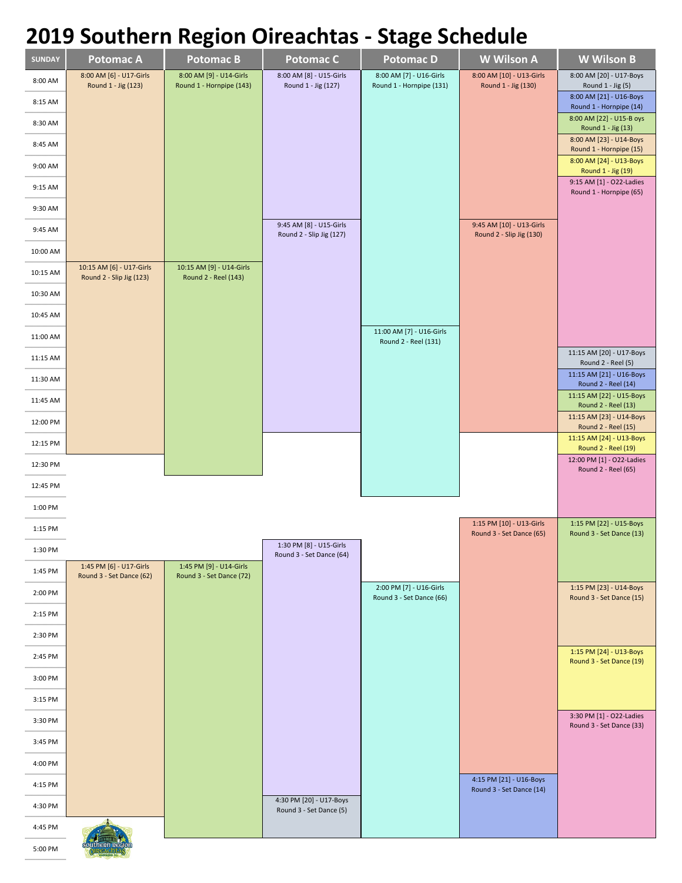# 2019 Southern Region Oireachtas - Stage Schedule

| SUNDAY | Potomac A | Potomac B | Potomac C | Potomac D | W Wilson A | W Wilson B |
|---|---|---|---|---|---|---|
| 8:00 AM | 8:00 AM [6] - U17-Girls Round 1 - Jig (123) | 8:00 AM [9] - U14-Girls Round 1 - Hornpipe (143) | 8:00 AM [8] - U15-Girls Round 1 - Jig (127) | 8:00 AM [7] - U16-Girls Round 1 - Hornpipe (131) | 8:00 AM [10] - U13-Girls Round 1 - Jig (130) | 8:00 AM [20] - U17-Boys Round 1 - Jig (5) |
| 8:15 AM | | | | | | 8:00 AM [21] - U16-Boys Round 1 - Hornpipe (14) |
| 8:30 AM | | | | | | 8:00 AM [22] - U15-B oys Round 1 - Jig (13) |
| 8:45 AM | | | | | | 8:00 AM [23] - U14-Boys Round 1 - Hornpipe (15) |
| 9:00 AM | | | | | | 8:00 AM [24] - U13-Boys Round 1 - Jig (19) |
| 9:15 AM | | | | | | 9:15 AM [1] - O22-Ladies Round 1 - Hornpipe (65) |
| 9:30 AM | | | | | | |
| 9:45 AM | | | 9:45 AM [8] - U15-Girls Round 2 - Slip Jig (127) | | 9:45 AM [10] - U13-Girls Round 2 - Slip Jig (130) | |
| 10:00 AM | | | | | | |
| 10:15 AM | 10:15 AM [6] - U17-Girls Round 2 - Slip Jig (123) | 10:15 AM [9] - U14-Girls Round 2 - Reel (143) | | | | |
| 10:30 AM | | | | | | |
| 10:45 AM | | | | | | |
| 11:00 AM | | | | 11:00 AM [7] - U16-Girls Round 2 - Reel (131) | | |
| 11:15 AM | | | | | | 11:15 AM [20] - U17-Boys Round 2 - Reel (5) |
| 11:30 AM | | | | | | 11:15 AM [21] - U16-Boys Round 2 - Reel (14) |
| 11:45 AM | | | | | | 11:15 AM [22] - U15-Boys Round 2 - Reel (13) |
| 12:00 PM | | | | | | 11:15 AM [23] - U14-Boys Round 2 - Reel (15) |
| 12:15 PM | | | | | | 11:15 AM [24] - U13-Boys Round 2 - Reel (19) |
| 12:30 PM | | | | | | 12:00 PM [1] - O22-Ladies Round 2 - Reel (65) |
| 12:45 PM | | | | | | |
| 1:00 PM | | | | | | |
| 1:15 PM | | | | | 1:15 PM [10] - U13-Girls Round 3 - Set Dance (65) | 1:15 PM [22] - U15-Boys Round 3 - Set Dance (13) |
| 1:30 PM | | | 1:30 PM [8] - U15-Girls Round 3 - Set Dance (64) | | | |
| 1:45 PM | 1:45 PM [6] - U17-Girls Round 3 - Set Dance (62) | 1:45 PM [9] - U14-Girls Round 3 - Set Dance (72) | | | | |
| 2:00 PM | | | | 2:00 PM [7] - U16-Girls Round 3 - Set Dance (66) | | 1:15 PM [23] - U14-Boys Round 3 - Set Dance (15) |
| 2:15 PM | | | | | | |
| 2:30 PM | | | | | | |
| 2:45 PM | | | | | | 1:15 PM [24] - U13-Boys Round 3 - Set Dance (19) |
| 3:00 PM | | | | | | |
| 3:15 PM | | | | | | |
| 3:30 PM | | | | | | 3:30 PM [1] - O22-Ladies Round 3 - Set Dance (33) |
| 3:45 PM | | | | | | |
| 4:00 PM | | | | | | |
| 4:15 PM | | | | | 4:15 PM [21] - U16-Boys Round 3 - Set Dance (14) | |
| 4:30 PM | | | 4:30 PM [20] - U17-Boys Round 3 - Set Dance (5) | | | |
| 4:45 PM | | | | | | |
| 5:00 PM | | | | | | |